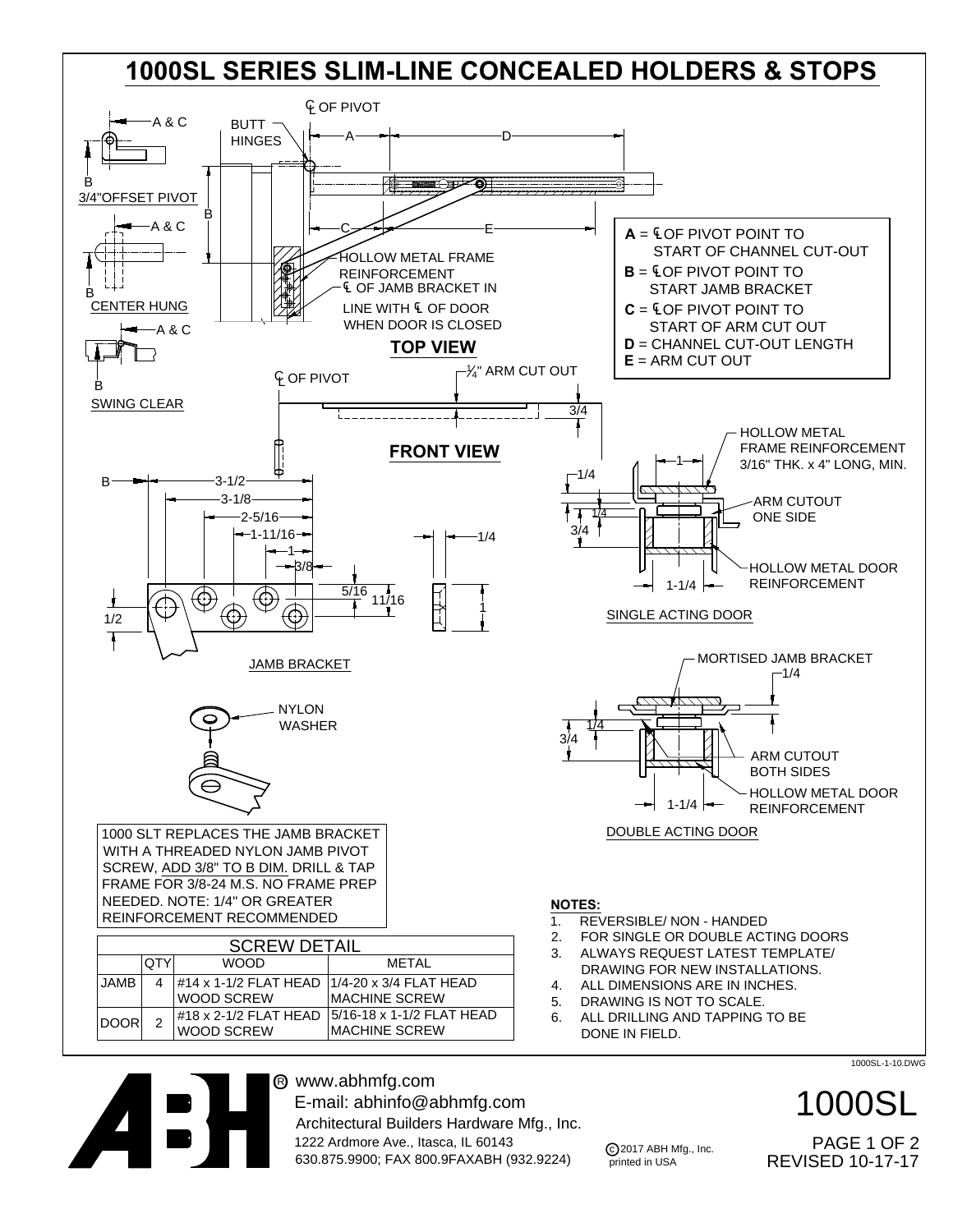# 1000SL SERIES SLIM-LINE CONCEALED HOLDERS & STOPS

A & C

B

3/4"OFFSET PIVOT

A & C

B

CENTER HUNG

A & C

B

SWING CLEAR

℄ OF PIVOT

BUTT HINGES

A

D

B

C

E

HOLLOW METAL FRAME REINFORCEMENT

℄ OF JAMB BRACKET IN LINE WITH ℄ OF DOOR WHEN DOOR IS CLOSED

**TOP VIEW**

**A** = ℄ OF PIVOT POINT TO START OF CHANNEL CUT-OUT
**B** = ℄ OF PIVOT POINT TO START JAMB BRACKET
**C** = ℄ OF PIVOT POINT TO START OF ARM CUT OUT
**D** = CHANNEL CUT-OUT LENGTH
**E** = ARM CUT OUT

℄ OF PIVOT

1/4" ARM CUT OUT

3/4

**FRONT VIEW**

B — 3-1/2, 3-1/8, 2-5/16, 1-11/16, 1, 3/8, 5/16, 11/16, 1/2, 1/4, 1

JAMB BRACKET

NYLON WASHER

HOLLOW METAL FRAME REINFORCEMENT 3/16" THK. x 4" LONG, MIN.

1, 1/4, 1/4, 3/4, 1-1/4

ARM CUTOUT ONE SIDE

HOLLOW METAL DOOR REINFORCEMENT

SINGLE ACTING DOOR

MORTISED JAMB BRACKET

1/4, 1/4, 3/4, 1-1/4

ARM CUTOUT BOTH SIDES

HOLLOW METAL DOOR REINFORCEMENT

DOUBLE ACTING DOOR

1000 SLT REPLACES THE JAMB BRACKET WITH A THREADED NYLON JAMB PIVOT SCREW, ADD 3/8" TO B DIM. DRILL & TAP FRAME FOR 3/8-24 M.S. NO FRAME PREP NEEDED. NOTE: 1/4" OR GREATER REINFORCEMENT RECOMMENDED

| SCREW DETAIL | | | |
|---|---|---|---|
| | QTY | WOOD | METAL |
| JAMB | 4 | #14 x 1-1/2 FLAT HEAD WOOD SCREW | 1/4-20 x 3/4 FLAT HEAD MACHINE SCREW |
| DOOR | 2 | #18 x 2-1/2 FLAT HEAD WOOD SCREW | 5/16-18 x 1-1/2 FLAT HEAD MACHINE SCREW |

**NOTES:**

1. REVERSIBLE/ NON - HANDED
2. FOR SINGLE OR DOUBLE ACTING DOORS
3. ALWAYS REQUEST LATEST TEMPLATE/ DRAWING FOR NEW INSTALLATIONS.
4. ALL DIMENSIONS ARE IN INCHES.
5. DRAWING IS NOT TO SCALE.
6. ALL DRILLING AND TAPPING TO BE DONE IN FIELD.

1000SL-1-10.DWG

www.abhmfg.com
E-mail: abhinfo@abhmfg.com
Architectural Builders Hardware Mfg., Inc.
1222 Ardmore Ave., Itasca, IL 60143
630.875.9900; FAX 800.9FAXABH (932.9224)

© 2017 ABH Mfg., Inc. printed in USA

1000SL

REVISED 10-17-17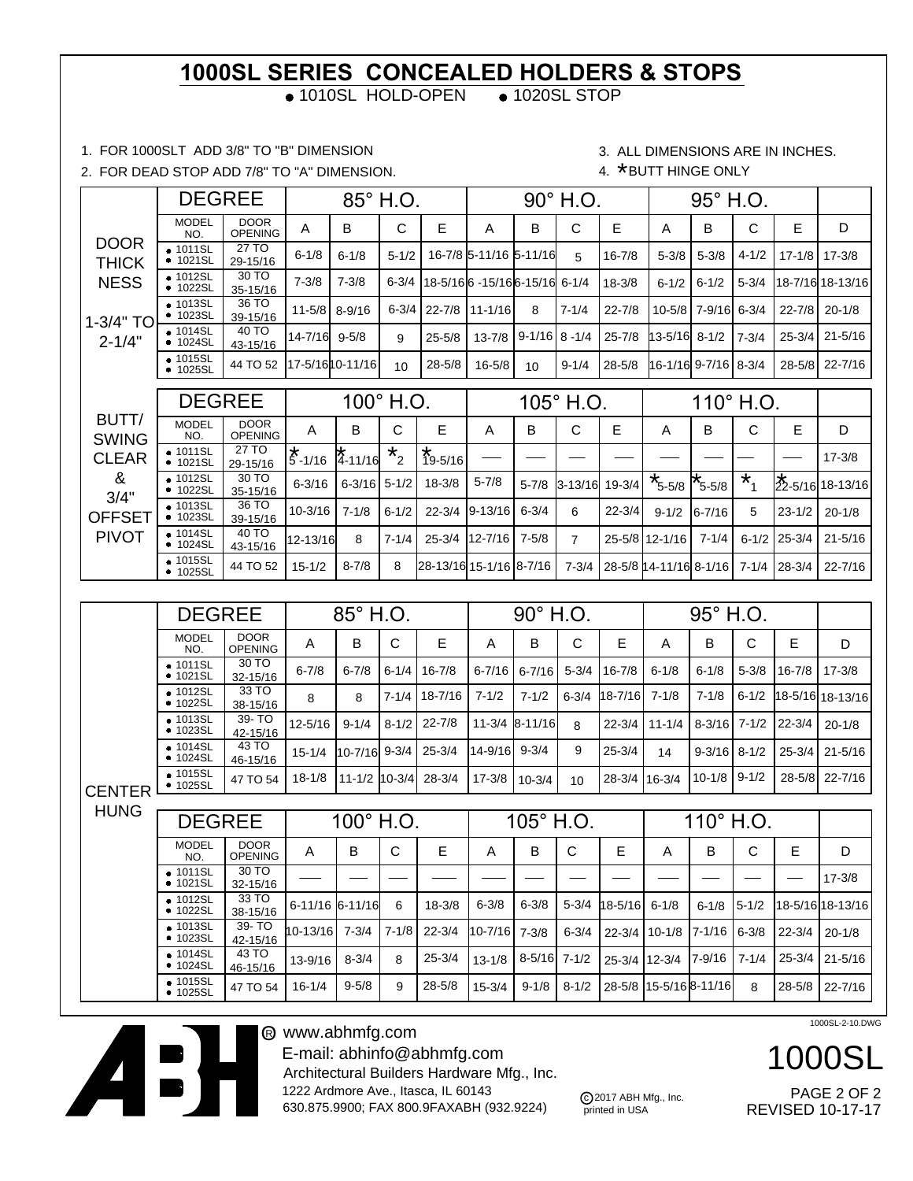# 1000SL SERIES CONCEALED HOLDERS & STOPS

● 1010SL HOLD-OPEN ● 1020SL STOP

1. FOR 1000SLT ADD 3/8" TO "B" DIMENSION
2. FOR DEAD STOP ADD 7/8" TO "A" DIMENSION.
3. ALL DIMENSIONS ARE IN INCHES.
4. * BUTT HINGE ONLY

## DOOR THICKNESS 1-3/4" TO 2-1/4" — BUTT/SWING CLEAR & 3/4" OFFSET PIVOT

| DEGREE | | 85° H.O. | | | | 90° H.O. | | | | 95° H.O. | | | | |
|---|---|---|---|---|---|---|---|---|---|---|---|---|---|---|
| MODEL NO. | DOOR OPENING | A | B | C | E | A | B | C | E | A | B | C | E | D |
| ● 1011SL ● 1021SL | 27 TO 29-15/16 | 6-1/8 | 6-1/8 | 5-1/2 | 16-7/8 | 5-11/16 | 5-11/16 | 5 | 16-7/8 | 5-3/8 | 5-3/8 | 4-1/2 | 17-1/8 | 17-3/8 |
| ● 1012SL ● 1022SL | 30 TO 35-15/16 | 7-3/8 | 7-3/8 | 6-3/4 | 18-5/16 | 6-15/16 | 6-15/16 | 6-1/4 | 18-3/8 | 6-1/2 | 6-1/2 | 5-3/4 | 18-7/16 | 18-13/16 |
| ● 1013SL ● 1023SL | 36 TO 39-15/16 | 11-5/8 | 8-9/16 | 6-3/4 | 22-7/8 | 11-1/16 | 8 | 7-1/4 | 22-7/8 | 10-5/8 | 7-9/16 | 6-3/4 | 22-7/8 | 20-1/8 |
| ● 1014SL ● 1024SL | 40 TO 43-15/16 | 14-7/16 | 9-5/8 | 9 | 25-5/8 | 13-7/8 | 9-1/16 | 8-1/4 | 25-7/8 | 13-5/16 | 8-1/2 | 7-3/4 | 25-3/4 | 21-5/16 |
| ● 1015SL ● 1025SL | 44 TO 52 | 17-5/16 | 10-11/16 | 10 | 28-5/8 | 16-5/8 | 10 | 9-1/4 | 28-5/8 | 16-1/16 | 9-7/16 | 8-3/4 | 28-5/8 | 22-7/16 |

| DEGREE | | 100° H.O. | | | | 105° H.O. | | | | 110° H.O. | | | | |
|---|---|---|---|---|---|---|---|---|---|---|---|---|---|---|
| MODEL NO. | DOOR OPENING | A | B | C | E | A | B | C | E | A | B | C | E | D |
| ● 1011SL ● 1021SL | 27 TO 29-15/16 | *5-1/16 | *4-11/16 | *2 | *19-5/16 | — | — | — | — | — | — | — | — | 17-3/8 |
| ● 1012SL ● 1022SL | 30 TO 35-15/16 | 6-3/16 | 6-3/16 | 5-1/2 | 18-3/8 | 5-7/8 | 5-7/8 | 3-13/16 | 19-3/4 | *5-5/8 | *5-5/8 | *1 | *22-5/16 | 18-13/16 |
| ● 1013SL ● 1023SL | 36 TO 39-15/16 | 10-3/16 | 7-1/8 | 6-1/2 | 22-3/4 | 9-13/16 | 6-3/4 | 6 | 22-3/4 | 9-1/2 | 6-7/16 | 5 | 23-1/2 | 20-1/8 |
| ● 1014SL ● 1024SL | 40 TO 43-15/16 | 12-13/16 | 8 | 7-1/4 | 25-3/4 | 12-7/16 | 7-5/8 | 7 | 25-5/8 | 12-1/16 | 7-1/4 | 6-1/2 | 25-3/4 | 21-5/16 |
| ● 1015SL ● 1025SL | 44 TO 52 | 15-1/2 | 8-7/8 | 8 | 28-13/16 | 15-1/16 | 8-7/16 | 7-3/4 | 28-5/8 | 14-11/16 | 8-1/16 | 7-1/4 | 28-3/4 | 22-7/16 |

## CENTER HUNG

| DEGREE | | 85° H.O. | | | | 90° H.O. | | | | 95° H.O. | | | | |
|---|---|---|---|---|---|---|---|---|---|---|---|---|---|---|
| MODEL NO. | DOOR OPENING | A | B | C | E | A | B | C | E | A | B | C | E | D |
| ● 1011SL ● 1021SL | 30 TO 32-15/16 | 6-7/8 | 6-7/8 | 6-1/4 | 16-7/8 | 6-7/16 | 6-7/16 | 5-3/4 | 16-7/8 | 6-1/8 | 6-1/8 | 5-3/8 | 16-7/8 | 17-3/8 |
| ● 1012SL ● 1022SL | 33 TO 38-15/16 | 8 | 8 | 7-1/4 | 18-7/16 | 7-1/2 | 7-1/2 | 6-3/4 | 18-7/16 | 7-1/8 | 7-1/8 | 6-1/2 | 18-5/16 | 18-13/16 |
| ● 1013SL ● 1023SL | 39- TO 42-15/16 | 12-5/16 | 9-1/4 | 8-1/2 | 22-7/8 | 11-3/4 | 8-11/16 | 8 | 22-3/4 | 11-1/4 | 8-3/16 | 7-1/2 | 22-3/4 | 20-1/8 |
| ● 1014SL ● 1024SL | 43 TO 46-15/16 | 15-1/4 | 10-7/16 | 9-3/4 | 25-3/4 | 14-9/16 | 9-3/4 | 9 | 25-3/4 | 14 | 9-3/16 | 8-1/2 | 25-3/4 | 21-5/16 |
| ● 1015SL ● 1025SL | 47 TO 54 | 18-1/8 | 11-1/2 | 10-3/4 | 28-3/4 | 17-3/8 | 10-3/4 | 10 | 28-3/4 | 16-3/4 | 10-1/8 | 9-1/2 | 28-5/8 | 22-7/16 |

| DEGREE | | 100° H.O. | | | | 105° H.O. | | | | 110° H.O. | | | | |
|---|---|---|---|---|---|---|---|---|---|---|---|---|---|---|
| MODEL NO. | DOOR OPENING | A | B | C | E | A | B | C | E | A | B | C | E | D |
| ● 1011SL ● 1021SL | 30 TO 32-15/16 | — | — | — | — | — | — | — | — | — | — | — | — | 17-3/8 |
| ● 1012SL ● 1022SL | 33 TO 38-15/16 | 6-11/16 | 6-11/16 | 6 | 18-3/8 | 6-3/8 | 6-3/8 | 5-3/4 | 18-5/16 | 6-1/8 | 6-1/8 | 5-1/2 | 18-5/16 | 18-13/16 |
| ● 1013SL ● 1023SL | 39- TO 42-15/16 | 10-13/16 | 7-3/4 | 7-1/8 | 22-3/4 | 10-7/16 | 7-3/8 | 6-3/4 | 22-3/4 | 10-1/8 | 7-1/16 | 6-3/8 | 22-3/4 | 20-1/8 |
| ● 1014SL ● 1024SL | 43 TO 46-15/16 | 13-9/16 | 8-3/4 | 8 | 25-3/4 | 13-1/8 | 8-5/16 | 7-1/2 | 25-3/4 | 12-3/4 | 7-9/16 | 7-1/4 | 25-3/4 | 21-5/16 |
| ● 1015SL ● 1025SL | 47 TO 54 | 16-1/4 | 9-5/8 | 9 | 28-5/8 | 15-3/4 | 9-1/8 | 8-1/2 | 28-5/8 | 15-5/16 | 8-11/16 | 8 | 28-5/8 | 22-7/16 |

1000SL-2-10.DWG

ABH®
www.abhmfg.com
E-mail: abhinfo@abhmfg.com
Architectural Builders Hardware Mfg., Inc.
1222 Ardmore Ave., Itasca, IL 60143
630.875.9900; FAX 800.9FAXABH (932.9224)

©2017 ABH Mfg., Inc. printed in USA

1000SL

REVISED 10-17-17